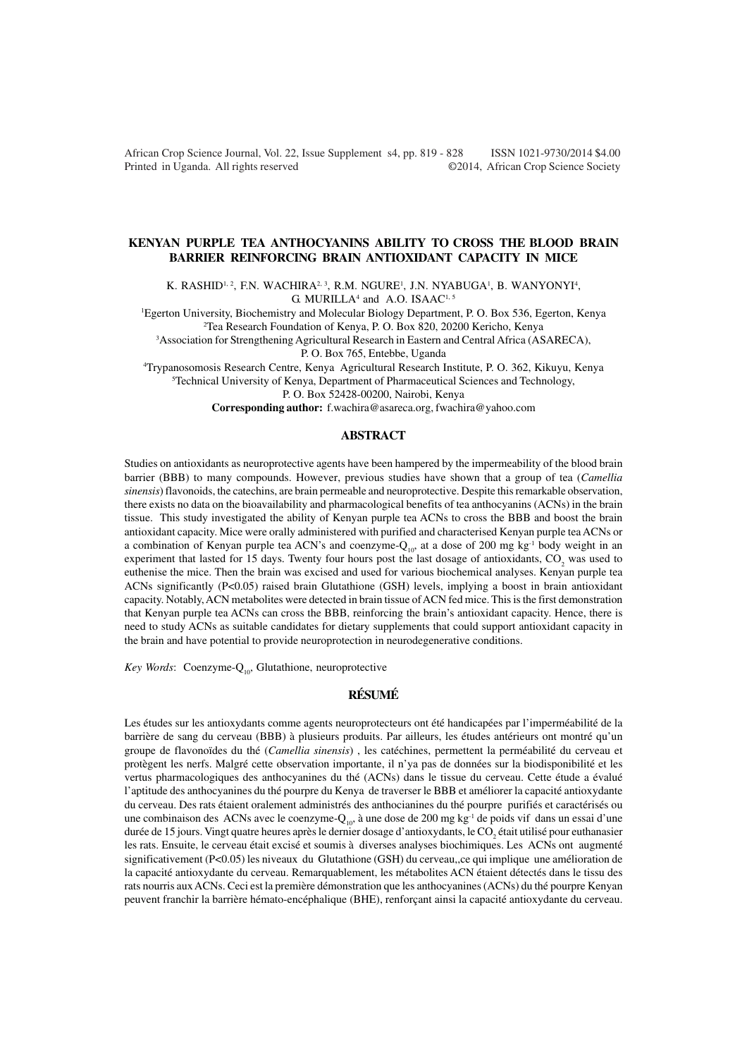# KENYAN PURPLE TEA ANTHOCYANINS ABILITY TO CROSS THE BLOOD BRAIN BARRIER REINFORCING BRAIN ANTIOXIDANT CAPACITY IN MICE

K. RASHID[1, 2], F.N. WACHIRA[2, 3], R.M. NGURE[1], J.N. NYABUGA[1], B. WANYONYI[4], G. MURILLA[4] and A.O. ISAAC[1, 5]

[1]Egerton University, Biochemistry and Molecular Biology Department, P. O. Box 536, Egerton, Kenya
[2]Tea Research Foundation of Kenya, P. O. Box 820, 20200 Kericho, Kenya
[3]Association for Strengthening Agricultural Research in Eastern and Central Africa (ASARECA), P. O. Box 765, Entebbe, Uganda
[4]Trypanosomosis Research Centre, Kenya Agricultural Research Institute, P. O. 362, Kikuyu, Kenya
[5]Technical University of Kenya, Department of Pharmaceutical Sciences and Technology, P. O. Box 52428-00200, Nairobi, Kenya

**Corresponding author:** f.wachira@asareca.org, fwachira@yahoo.com

## ABSTRACT

Studies on antioxidants as neuroprotective agents have been hampered by the impermeability of the blood brain barrier (BBB) to many compounds. However, previous studies have shown that a group of tea (*Camellia sinensis*) flavonoids, the catechins, are brain permeable and neuroprotective. Despite this remarkable observation, there exists no data on the bioavailability and pharmacological benefits of tea anthocyanins (ACNs) in the brain tissue. This study investigated the ability of Kenyan purple tea ACNs to cross the BBB and boost the brain antioxidant capacity. Mice were orally administered with purified and characterised Kenyan purple tea ACNs or a combination of Kenyan purple tea ACN's and coenzyme-$Q_{10}$, at a dose of 200 mg $kg^{-1}$ body weight in an experiment that lasted for 15 days. Twenty four hours post the last dosage of antioxidants, $CO_2$ was used to euthenise the mice. Then the brain was excised and used for various biochemical analyses. Kenyan purple tea ACNs significantly ($P<0.05$) raised brain Glutathione (GSH) levels, implying a boost in brain antioxidant capacity. Notably, ACN metabolites were detected in brain tissue of ACN fed mice. This is the first demonstration that Kenyan purple tea ACNs can cross the BBB, reinforcing the brain's antioxidant capacity. Hence, there is need to study ACNs as suitable candidates for dietary supplements that could support antioxidant capacity in the brain and have potential to provide neuroprotection in neurodegenerative conditions.

*Key Words*: Coenzyme-$Q_{10}$, Glutathione, neuroprotective

## RÉSUMÉ

Les études sur les antioxydants comme agents neuroprotecteurs ont été handicapées par l'imperméabilité de la barrière de sang du cerveau (BBB) à plusieurs produits. Par ailleurs, les études antérieurs ont montré qu'un groupe de flavonoïdes du thé (*Camellia sinensis*) , les catéchines, permettent la perméabilité du cerveau et protègent les nerfs. Malgré cette observation importante, il n'ya pas de données sur la biodisponibilité et les vertus pharmacologiques des anthocyanines du thé (ACNs) dans le tissue du cerveau. Cette étude a évalué l'aptitude des anthocyanines du thé pourpre du Kenya de traverser le BBB et améliorer la capacité antioxydante du cerveau. Des rats étaient oralement administrés des anthocianines du thé pourpre purifiés et caractérisés ou une combinaison des ACNs avec le coenzyme-$Q_{10}$, à une dose de 200 mg $kg^{-1}$ de poids vif dans un essai d'une durée de 15 jours. Vingt quatre heures après le dernier dosage d'antioxydants, le $CO_2$ était utilisé pour euthanasier les rats. Ensuite, le cerveau était excisé et soumis à diverses analyses biochimiques. Les ACNs ont augmenté significativement ($P<0.05$) les niveaux du Glutathione (GSH) du cerveau,,ce qui implique une amélioration de la capacité antioxydante du cerveau. Remarquablement, les métabolites ACN étaient détectés dans le tissu des rats nourris aux ACNs. Ceci est la première démonstration que les anthocyanines (ACNs) du thé pourpre Kenyan peuvent franchir la barrière hémato-encéphalique (BHE), renforçant ainsi la capacité antioxydante du cerveau.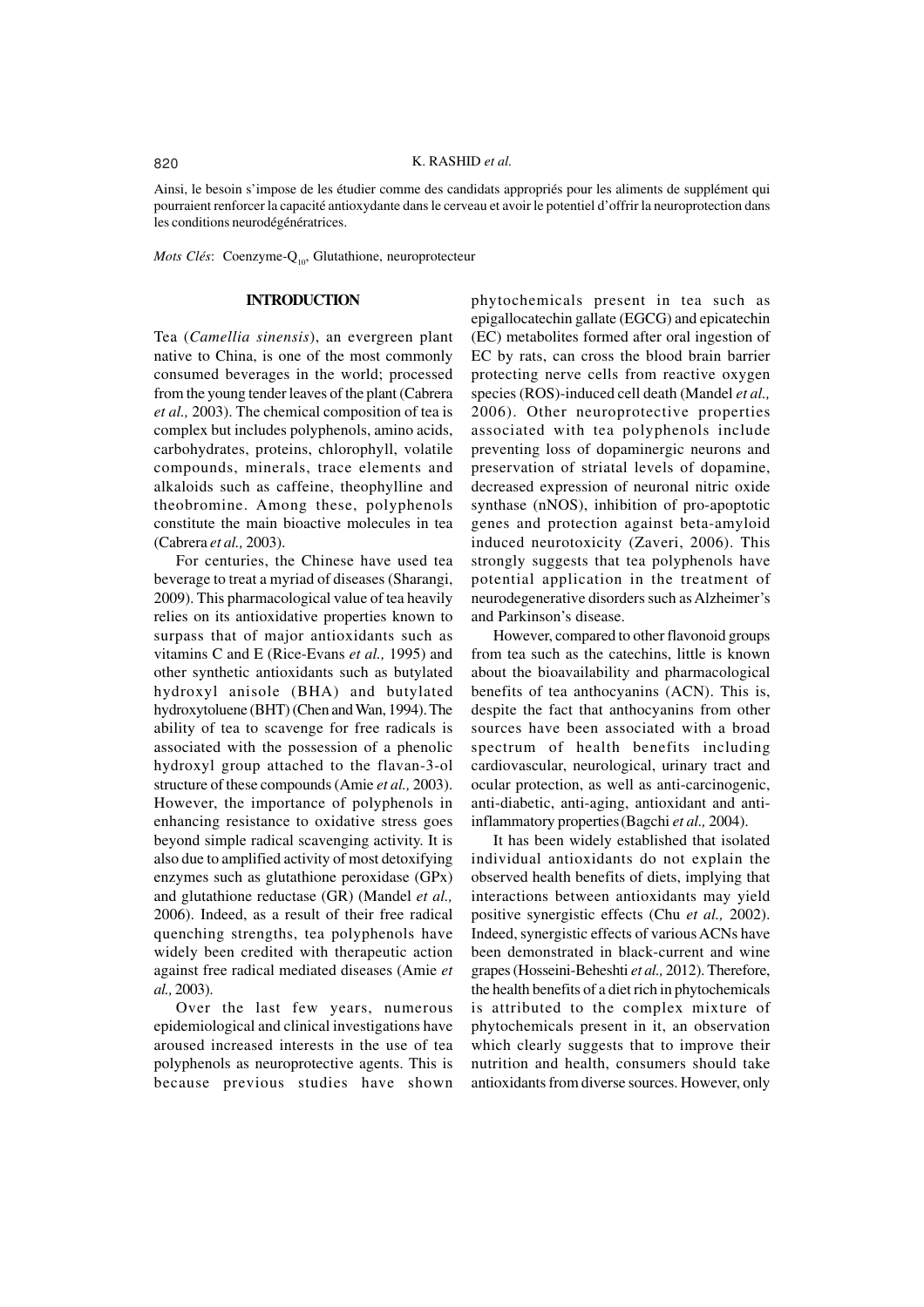Ainsi, le besoin s'impose de les étudier comme des candidats appropriés pour les aliments de supplément qui pourraient renforcer la capacité antioxydante dans le cerveau et avoir le potentiel d'offrir la neuroprotection dans les conditions neurodégénératrices.

*Mots Clés*: Coenzyme-$Q_{10}$, Glutathione, neuroprotecteur

## INTRODUCTION

Tea (*Camellia sinensis*), an evergreen plant native to China, is one of the most commonly consumed beverages in the world; processed from the young tender leaves of the plant (Cabrera *et al.,* 2003). The chemical composition of tea is complex but includes polyphenols, amino acids, carbohydrates, proteins, chlorophyll, volatile compounds, minerals, trace elements and alkaloids such as caffeine, theophylline and theobromine. Among these, polyphenols constitute the main bioactive molecules in tea (Cabrera *et al.,* 2003).

For centuries, the Chinese have used tea beverage to treat a myriad of diseases (Sharangi, 2009). This pharmacological value of tea heavily relies on its antioxidative properties known to surpass that of major antioxidants such as vitamins C and E (Rice-Evans *et al.,* 1995) and other synthetic antioxidants such as butylated hydroxyl anisole (BHA) and butylated hydroxytoluene (BHT) (Chen and Wan, 1994). The ability of tea to scavenge for free radicals is associated with the possession of a phenolic hydroxyl group attached to the flavan-3-ol structure of these compounds (Amie *et al.,* 2003). However, the importance of polyphenols in enhancing resistance to oxidative stress goes beyond simple radical scavenging activity. It is also due to amplified activity of most detoxifying enzymes such as glutathione peroxidase (GPx) and glutathione reductase (GR) (Mandel *et al.,* 2006). Indeed, as a result of their free radical quenching strengths, tea polyphenols have widely been credited with therapeutic action against free radical mediated diseases (Amie *et al.,* 2003).

Over the last few years, numerous epidemiological and clinical investigations have aroused increased interests in the use of tea polyphenols as neuroprotective agents. This is because previous studies have shown phytochemicals present in tea such as epigallocatechin gallate (EGCG) and epicatechin (EC) metabolites formed after oral ingestion of EC by rats, can cross the blood brain barrier protecting nerve cells from reactive oxygen species (ROS)-induced cell death (Mandel *et al.,* 2006). Other neuroprotective properties associated with tea polyphenols include preventing loss of dopaminergic neurons and preservation of striatal levels of dopamine, decreased expression of neuronal nitric oxide synthase (nNOS), inhibition of pro-apoptotic genes and protection against beta-amyloid induced neurotoxicity (Zaveri, 2006). This strongly suggests that tea polyphenols have potential application in the treatment of neurodegenerative disorders such as Alzheimer's and Parkinson's disease.

However, compared to other flavonoid groups from tea such as the catechins, little is known about the bioavailability and pharmacological benefits of tea anthocyanins (ACN). This is, despite the fact that anthocyanins from other sources have been associated with a broad spectrum of health benefits including cardiovascular, neurological, urinary tract and ocular protection, as well as anti-carcinogenic, anti-diabetic, anti-aging, antioxidant and anti-inflammatory properties (Bagchi *et al.,* 2004).

It has been widely established that isolated individual antioxidants do not explain the observed health benefits of diets, implying that interactions between antioxidants may yield positive synergistic effects (Chu *et al.,* 2002). Indeed, synergistic effects of various ACNs have been demonstrated in black-current and wine grapes (Hosseini-Beheshti *et al.,* 2012). Therefore, the health benefits of a diet rich in phytochemicals is attributed to the complex mixture of phytochemicals present in it, an observation which clearly suggests that to improve their nutrition and health, consumers should take antioxidants from diverse sources. However, only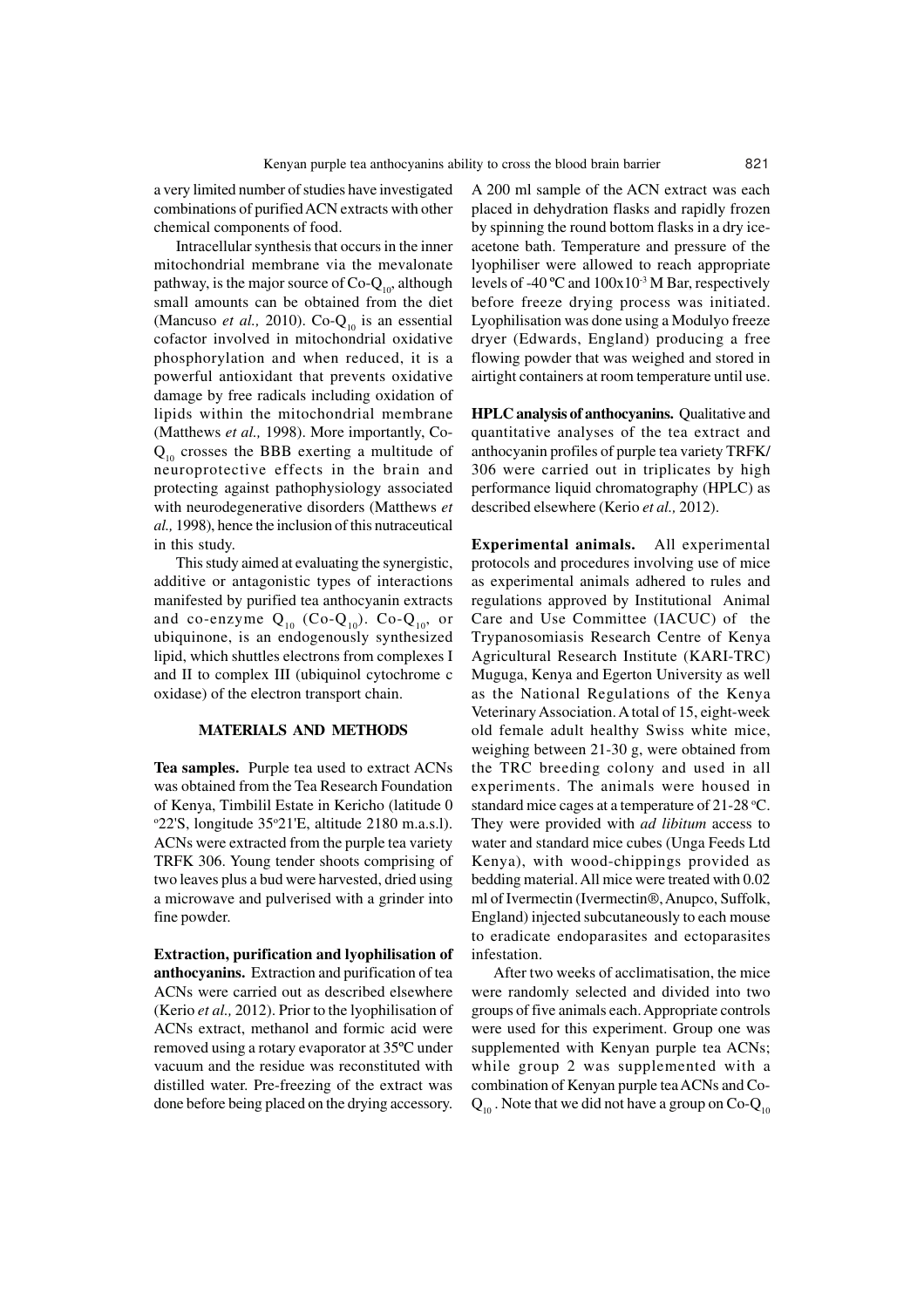a very limited number of studies have investigated combinations of purified ACN extracts with other chemical components of food.

Intracellular synthesis that occurs in the inner mitochondrial membrane via the mevalonate pathway, is the major source of Co-$Q_{10}$, although small amounts can be obtained from the diet (Mancuso *et al.,* 2010). Co-$Q_{10}$ is an essential cofactor involved in mitochondrial oxidative phosphorylation and when reduced, it is a powerful antioxidant that prevents oxidative damage by free radicals including oxidation of lipids within the mitochondrial membrane (Matthews *et al.,* 1998). More importantly, Co-$Q_{10}$ crosses the BBB exerting a multitude of neuroprotective effects in the brain and protecting against pathophysiology associated with neurodegenerative disorders (Matthews *et al.,* 1998), hence the inclusion of this nutraceutical in this study.

This study aimed at evaluating the synergistic, additive or antagonistic types of interactions manifested by purified tea anthocyanin extracts and co-enzyme $Q_{10}$ (Co-$Q_{10}$). Co-$Q_{10}$, or ubiquinone, is an endogenously synthesized lipid, which shuttles electrons from complexes I and II to complex III (ubiquinol cytochrome c oxidase) of the electron transport chain.

## MATERIALS AND METHODS

**Tea samples.** Purple tea used to extract ACNs was obtained from the Tea Research Foundation of Kenya, Timbilil Estate in Kericho (latitude 0 °22'S, longitude 35°21'E, altitude 2180 m.a.s.l). ACNs were extracted from the purple tea variety TRFK 306. Young tender shoots comprising of two leaves plus a bud were harvested, dried using a microwave and pulverised with a grinder into fine powder.

**Extraction, purification and lyophilisation of anthocyanins.** Extraction and purification of tea ACNs were carried out as described elsewhere (Kerio *et al.,* 2012). Prior to the lyophilisation of ACNs extract, methanol and formic acid were removed using a rotary evaporator at 35ºC under vacuum and the residue was reconstituted with distilled water. Pre-freezing of the extract was done before being placed on the drying accessory. A 200 ml sample of the ACN extract was each placed in dehydration flasks and rapidly frozen by spinning the round bottom flasks in a dry ice-acetone bath. Temperature and pressure of the lyophiliser were allowed to reach appropriate levels of -40 ºC and $100 \times 10^{-3}$ M Bar, respectively before freeze drying process was initiated. Lyophilisation was done using a Modulyo freeze dryer (Edwards, England) producing a free flowing powder that was weighed and stored in airtight containers at room temperature until use.

**HPLC analysis of anthocyanins.** Qualitative and quantitative analyses of the tea extract and anthocyanin profiles of purple tea variety TRFK/306 were carried out in triplicates by high performance liquid chromatography (HPLC) as described elsewhere (Kerio *et al.,* 2012).

**Experimental animals.** All experimental protocols and procedures involving use of mice as experimental animals adhered to rules and regulations approved by Institutional Animal Care and Use Committee (IACUC) of the Trypanosomiasis Research Centre of Kenya Agricultural Research Institute (KARI-TRC) Muguga, Kenya and Egerton University as well as the National Regulations of the Kenya Veterinary Association. A total of 15, eight-week old female adult healthy Swiss white mice, weighing between 21-30 g, were obtained from the TRC breeding colony and used in all experiments. The animals were housed in standard mice cages at a temperature of 21-28 °C. They were provided with *ad libitum* access to water and standard mice cubes (Unga Feeds Ltd Kenya), with wood-chippings provided as bedding material. All mice were treated with 0.02 ml of Ivermectin (Ivermectin®, Anupco, Suffolk, England) injected subcutaneously to each mouse to eradicate endoparasites and ectoparasites infestation.

After two weeks of acclimatisation, the mice were randomly selected and divided into two groups of five animals each. Appropriate controls were used for this experiment. Group one was supplemented with Kenyan purple tea ACNs; while group 2 was supplemented with a combination of Kenyan purple tea ACNs and Co-$Q_{10}$. Note that we did not have a group on Co-$Q_{10}$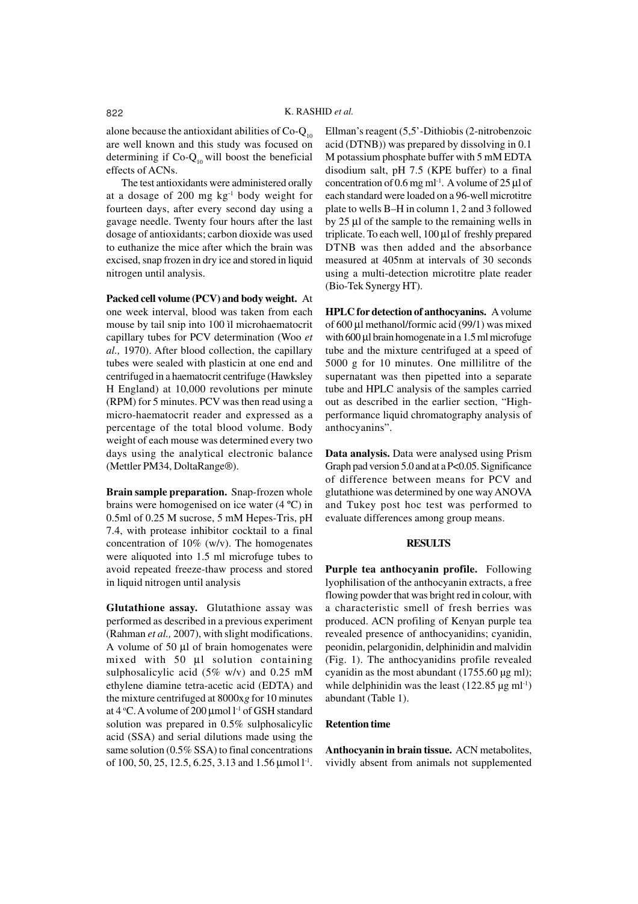alone because the antioxidant abilities of $Co\text{-}Q_{10}$ are well known and this study was focused on determining if $Co\text{-}Q_{10}$ will boost the beneficial effects of ACNs.

The test antioxidants were administered orally at a dosage of 200 mg $kg^{-1}$ body weight for fourteen days, after every second day using a gavage needle. Twenty four hours after the last dosage of antioxidants; carbon dioxide was used to euthanize the mice after which the brain was excised, snap frozen in dry ice and stored in liquid nitrogen until analysis.

**Packed cell volume (PCV) and body weight.** At one week interval, blood was taken from each mouse by tail snip into 100 ìl microhaematocrit capillary tubes for PCV determination (Woo *et al.,* 1970). After blood collection, the capillary tubes were sealed with plasticin at one end and centrifuged in a haematocrit centrifuge (Hawksley H England) at 10,000 revolutions per minute (RPM) for 5 minutes. PCV was then read using a micro-haematocrit reader and expressed as a percentage of the total blood volume. Body weight of each mouse was determined every two days using the analytical electronic balance (Mettler PM34, DoltaRange®).

**Brain sample preparation.** Snap-frozen whole brains were homogenised on ice water (4 ºC) in 0.5ml of 0.25 M sucrose, 5 mM Hepes-Tris, pH 7.4, with protease inhibitor cocktail to a final concentration of 10% (w/v). The homogenates were aliquoted into 1.5 ml microfuge tubes to avoid repeated freeze-thaw process and stored in liquid nitrogen until analysis

**Glutathione assay.** Glutathione assay was performed as described in a previous experiment (Rahman *et al.,* 2007), with slight modifications. A volume of 50 µl of brain homogenates were mixed with 50 µl solution containing sulphosalicylic acid (5% w/v) and 0.25 mM ethylene diamine tetra-acetic acid (EDTA) and the mixture centrifuged at 8000x*g* for 10 minutes at 4 ºC. A volume of 200 µmol $l^{-1}$ of GSH standard solution was prepared in 0.5% sulphosalicylic acid (SSA) and serial dilutions made using the same solution (0.5% SSA) to final concentrations of 100, 50, 25, 12.5, 6.25, 3.13 and 1.56 µmol $l^{-1}$. Ellman's reagent (5,5'-Dithiobis (2-nitrobenzoic acid (DTNB)) was prepared by dissolving in 0.1 M potassium phosphate buffer with 5 mM EDTA disodium salt, pH 7.5 (KPE buffer) to a final concentration of 0.6 mg $ml^{-1}$. A volume of 25 µl of each standard were loaded on a 96-well microtitre plate to wells B–H in column 1, 2 and 3 followed by 25 µl of the sample to the remaining wells in triplicate. To each well, 100 µl of freshly prepared DTNB was then added and the absorbance measured at 405nm at intervals of 30 seconds using a multi-detection microtitre plate reader (Bio-Tek Synergy HT).

**HPLC for detection of anthocyanins.** A volume of 600 µl methanol/formic acid (99/1) was mixed with 600 µl brain homogenate in a 1.5 ml microfuge tube and the mixture centrifuged at a speed of 5000 g for 10 minutes. One millilitre of the supernatant was then pipetted into a separate tube and HPLC analysis of the samples carried out as described in the earlier section, "High-performance liquid chromatography analysis of anthocyanins".

**Data analysis.** Data were analysed using Prism Graph pad version 5.0 and at a P<0.05. Significance of difference between means for PCV and glutathione was determined by one way ANOVA and Tukey post hoc test was performed to evaluate differences among group means.

## RESULTS

**Purple tea anthocyanin profile.** Following lyophilisation of the anthocyanin extracts, a free flowing powder that was bright red in colour, with a characteristic smell of fresh berries was produced. ACN profiling of Kenyan purple tea revealed presence of anthocyanidins; cyanidin, peonidin, pelargonidin, delphinidin and malvidin (Fig. 1). The anthocyanidins profile revealed cyanidin as the most abundant (1755.60 µg ml); while delphinidin was the least (122.85 µg $ml^{-1}$) abundant (Table 1).

**Retention time**

**Anthocyanin in brain tissue.** ACN metabolites, vividly absent from animals not supplemented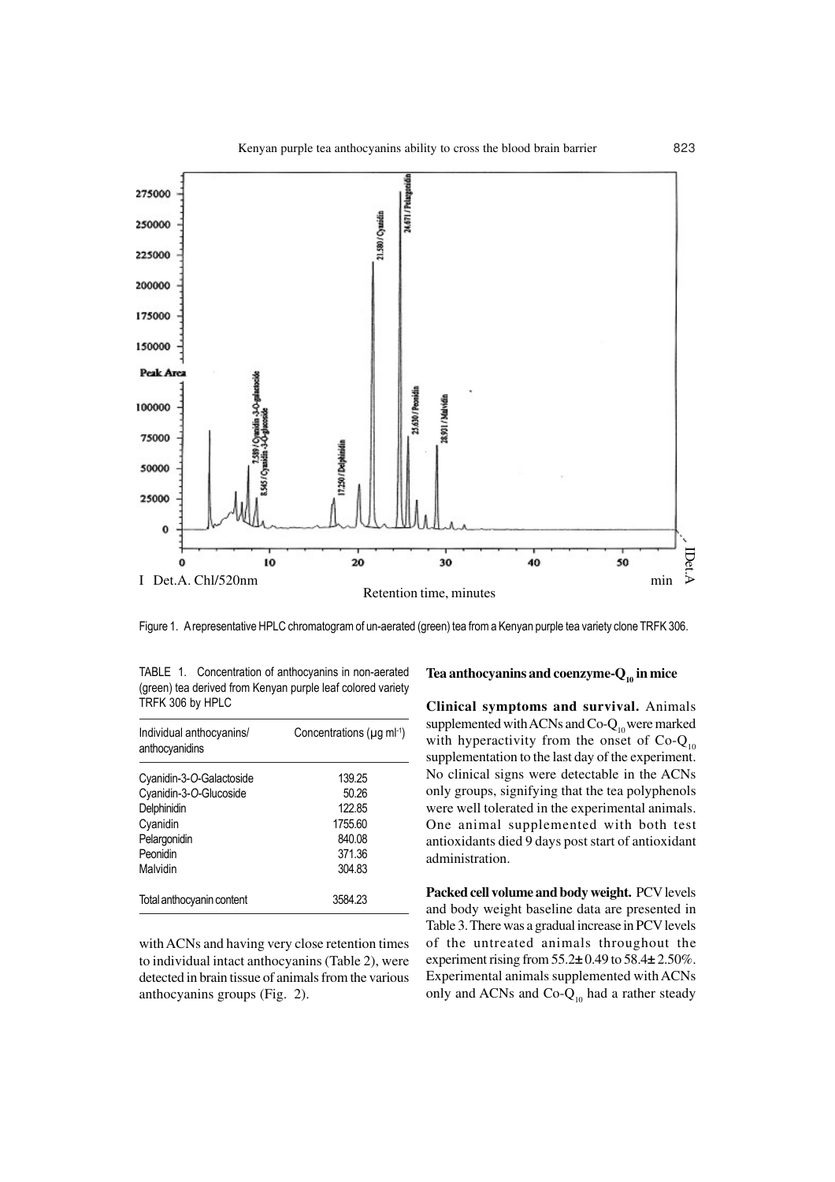Figure 1. A representative HPLC chromatogram of un-aerated (green) tea from a Kenyan purple tea variety clone TRFK 306.

TABLE 1. Concentration of anthocyanins in non-aerated (green) tea derived from Kenyan purple leaf colored variety TRFK 306 by HPLC

| Individual anthocyanins/ anthocyanidins | Concentrations (µg ml$^{-1}$) |
|---|---|
| Cyanidin-3-*O*-Galactoside | 139.25 |
| Cyanidin-3-*O*-Glucoside | 50.26 |
| Delphinidin | 122.85 |
| Cyanidin | 1755.60 |
| Pelargonidin | 840.08 |
| Peonidin | 371.36 |
| Malvidin | 304.83 |
| Total anthocyanin content | 3584.23 |

with ACNs and having very close retention times to individual intact anthocyanins (Table 2), were detected in brain tissue of animals from the various anthocyanins groups (Fig. 2).

### Tea anthocyanins and coenzyme-$Q_{10}$ in mice

**Clinical symptoms and survival.** Animals supplemented with ACNs and Co-$Q_{10}$ were marked with hyperactivity from the onset of Co-$Q_{10}$ supplementation to the last day of the experiment. No clinical signs were detectable in the ACNs only groups, signifying that the tea polyphenols were well tolerated in the experimental animals. One animal supplemented with both test antioxidants died 9 days post start of antioxidant administration.

**Packed cell volume and body weight.** PCV levels and body weight baseline data are presented in Table 3. There was a gradual increase in PCV levels of the untreated animals throughout the experiment rising from 55.2± 0.49 to 58.4± 2.50%. Experimental animals supplemented with ACNs only and ACNs and Co-$Q_{10}$ had a rather steady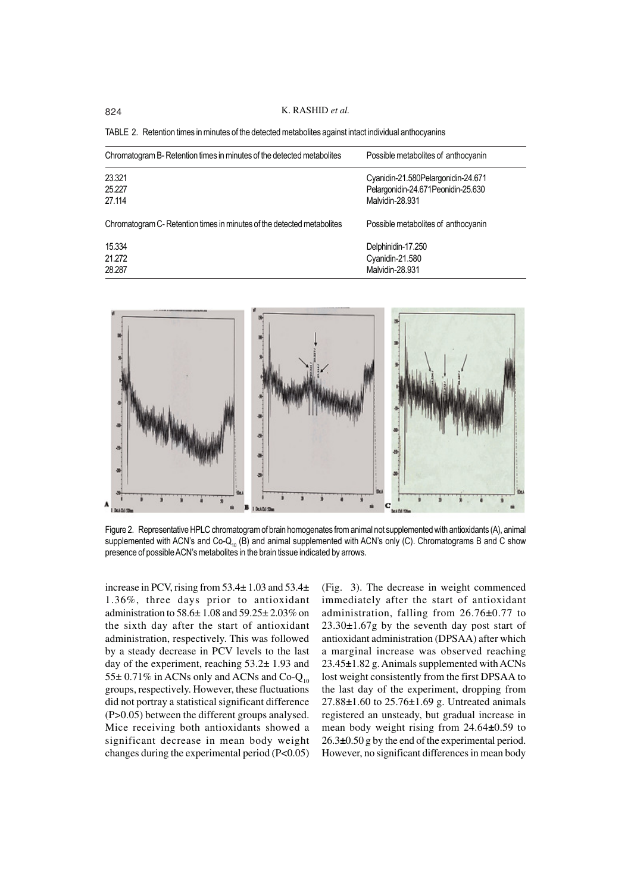TABLE 2. Retention times in minutes of the detected metabolites against intact individual anthocyanins

| Chromatogram B- Retention times in minutes of the detected metabolites | Possible metabolites of anthocyanin |
|---|---|
| 23.321 | Cyanidin-21.580Pelargonidin-24.671 |
| 25.227 | Pelargonidin-24.671Peonidin-25.630 |
| 27.114 | Malvidin-28.931 |
| **Chromatogram C- Retention times in minutes of the detected metabolites** | **Possible metabolites of anthocyanin** |
| 15.334 | Delphinidin-17.250 |
| 21.272 | Cyanidin-21.580 |
| 28.287 | Malvidin-28.931 |

Figure 2. Representative HPLC chromatogram of brain homogenates from animal not supplemented with antioxidants (A), animal supplemented with ACN's and Co-$Q_{10}$ (B) and animal supplemented with ACN's only (C). Chromatograms B and C show presence of possible ACN's metabolites in the brain tissue indicated by arrows.

increase in PCV, rising from 53.4± 1.03 and 53.4± 1.36%, three days prior to antioxidant administration to 58.6± 1.08 and 59.25± 2.03% on the sixth day after the start of antioxidant administration, respectively. This was followed by a steady decrease in PCV levels to the last day of the experiment, reaching 53.2± 1.93 and 55± 0.71% in ACNs only and ACNs and Co-$Q_{10}$ groups, respectively. However, these fluctuations did not portray a statistical significant difference ($P>0.05$) between the different groups analysed. Mice receiving both antioxidants showed a significant decrease in mean body weight changes during the experimental period ($P<0.05$) (Fig. 3). The decrease in weight commenced immediately after the start of antioxidant administration, falling from 26.76±0.77 to 23.30±1.67g by the seventh day post start of antioxidant administration (DPSAA) after which a marginal increase was observed reaching 23.45±1.82 g. Animals supplemented with ACNs lost weight consistently from the first DPSAA to the last day of the experiment, dropping from 27.88±1.60 to 25.76±1.69 g. Untreated animals registered an unsteady, but gradual increase in mean body weight rising from 24.64±0.59 to 26.3±0.50 g by the end of the experimental period. However, no significant differences in mean body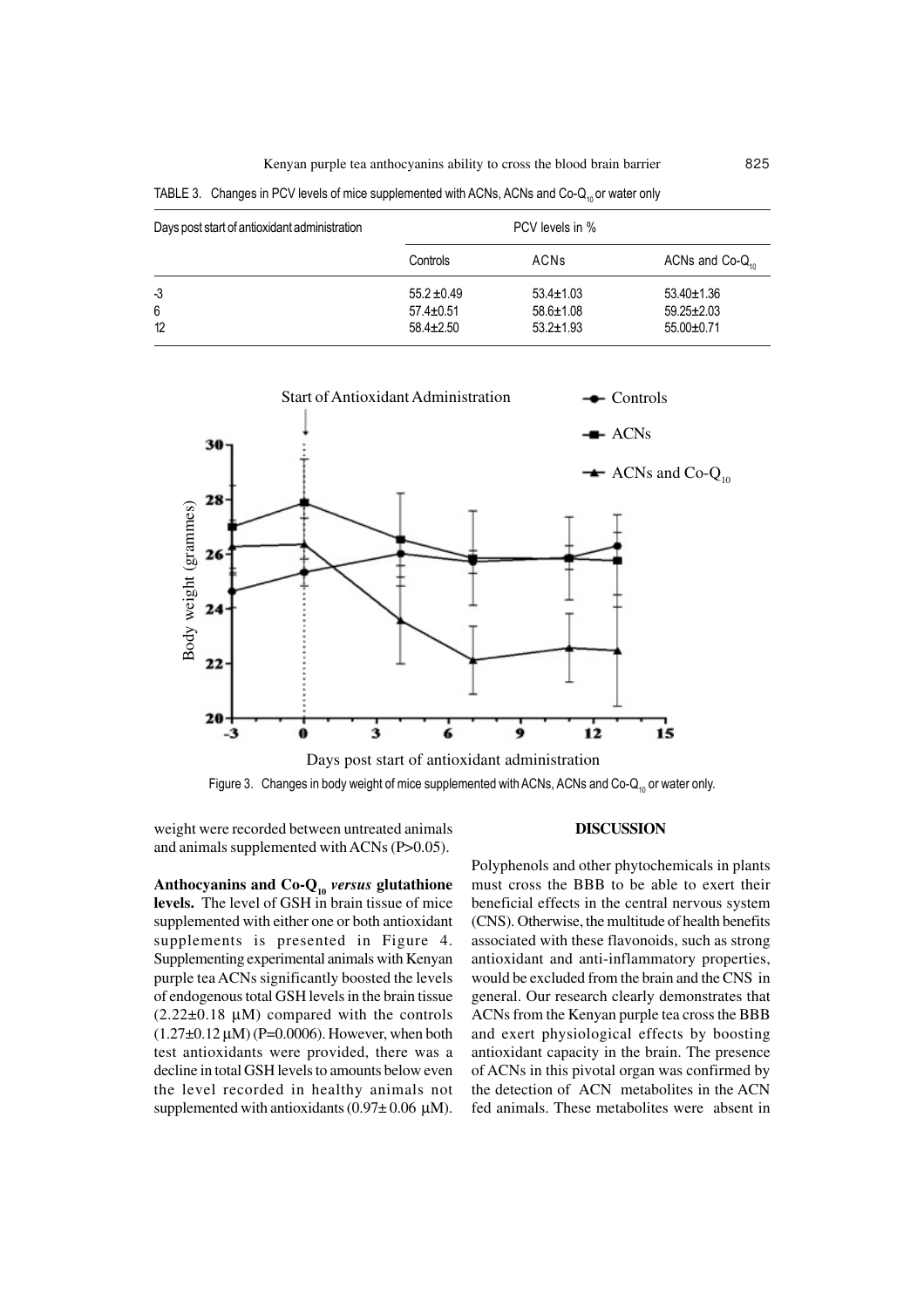TABLE 3. Changes in PCV levels of mice supplemented with ACNs, ACNs and Co-$Q_{10}$ or water only

| Days post start of antioxidant administration | PCV levels in % | | |
|---|---|---|---|
| | Controls | ACNs | ACNs and Co-$Q_{10}$ |
| -3 | 55.2 ±0.49 | 53.4±1.03 | 53.40±1.36 |
| 6 | 57.4±0.51 | 58.6±1.08 | 59.25±2.03 |
| 12 | 58.4±2.50 | 53.2±1.93 | 55.00±0.71 |

Figure 3. Changes in body weight of mice supplemented with ACNs, ACNs and Co-$Q_{10}$ or water only.

weight were recorded between untreated animals and animals supplemented with ACNs (P>0.05).

**Anthocyanins and Co-$Q_{10}$ *versus* glutathione levels.** The level of GSH in brain tissue of mice supplemented with either one or both antioxidant supplements is presented in Figure 4. Supplementing experimental animals with Kenyan purple tea ACNs significantly boosted the levels of endogenous total GSH levels in the brain tissue (2.22±0.18 μM) compared with the controls (1.27±0.12 μM) (P=0.0006). However, when both test antioxidants were provided, there was a decline in total GSH levels to amounts below even the level recorded in healthy animals not supplemented with antioxidants (0.97± 0.06 μM).

## DISCUSSION

Polyphenols and other phytochemicals in plants must cross the BBB to be able to exert their beneficial effects in the central nervous system (CNS). Otherwise, the multitude of health benefits associated with these flavonoids, such as strong antioxidant and anti-inflammatory properties, would be excluded from the brain and the CNS in general. Our research clearly demonstrates that ACNs from the Kenyan purple tea cross the BBB and exert physiological effects by boosting antioxidant capacity in the brain. The presence of ACNs in this pivotal organ was confirmed by the detection of ACN metabolites in the ACN fed animals. These metabolites were absent in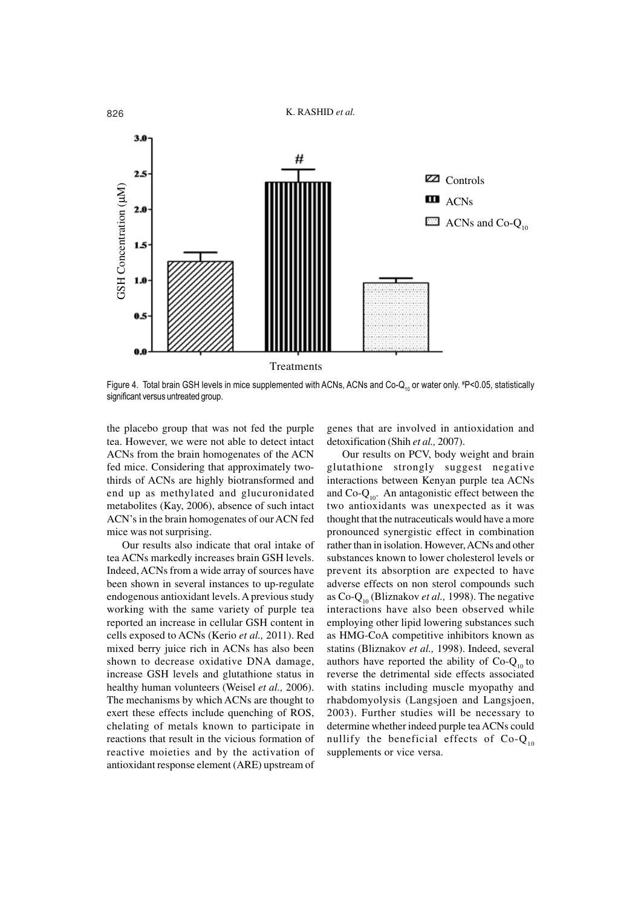Figure 4. Total brain GSH levels in mice supplemented with ACNs, ACNs and Co-$Q_{10}$ or water only. #P<0.05, statistically significant versus untreated group.

the placebo group that was not fed the purple tea. However, we were not able to detect intact ACNs from the brain homogenates of the ACN fed mice. Considering that approximately two-thirds of ACNs are highly biotransformed and end up as methylated and glucuronidated metabolites (Kay, 2006), absence of such intact ACN's in the brain homogenates of our ACN fed mice was not surprising.

Our results also indicate that oral intake of tea ACNs markedly increases brain GSH levels. Indeed, ACNs from a wide array of sources have been shown in several instances to up-regulate endogenous antioxidant levels. A previous study working with the same variety of purple tea reported an increase in cellular GSH content in cells exposed to ACNs (Kerio *et al.,* 2011). Red mixed berry juice rich in ACNs has also been shown to decrease oxidative DNA damage, increase GSH levels and glutathione status in healthy human volunteers (Weisel *et al.,* 2006). The mechanisms by which ACNs are thought to exert these effects include quenching of ROS, chelating of metals known to participate in reactions that result in the vicious formation of reactive moieties and by the activation of antioxidant response element (ARE) upstream of genes that are involved in antioxidation and detoxification (Shih *et al.,* 2007).

Our results on PCV, body weight and brain glutathione strongly suggest negative interactions between Kenyan purple tea ACNs and Co-$Q_{10}$. An antagonistic effect between the two antioxidants was unexpected as it was thought that the nutraceuticals would have a more pronounced synergistic effect in combination rather than in isolation. However, ACNs and other substances known to lower cholesterol levels or prevent its absorption are expected to have adverse effects on non sterol compounds such as Co-$Q_{10}$ (Bliznakov *et al.,* 1998). The negative interactions have also been observed while employing other lipid lowering substances such as HMG-CoA competitive inhibitors known as statins (Bliznakov *et al.,* 1998). Indeed, several authors have reported the ability of Co-$Q_{10}$ to reverse the detrimental side effects associated with statins including muscle myopathy and rhabdomyolysis (Langsjoen and Langsjoen, 2003). Further studies will be necessary to determine whether indeed purple tea ACNs could nullify the beneficial effects of Co-$Q_{10}$ supplements or vice versa.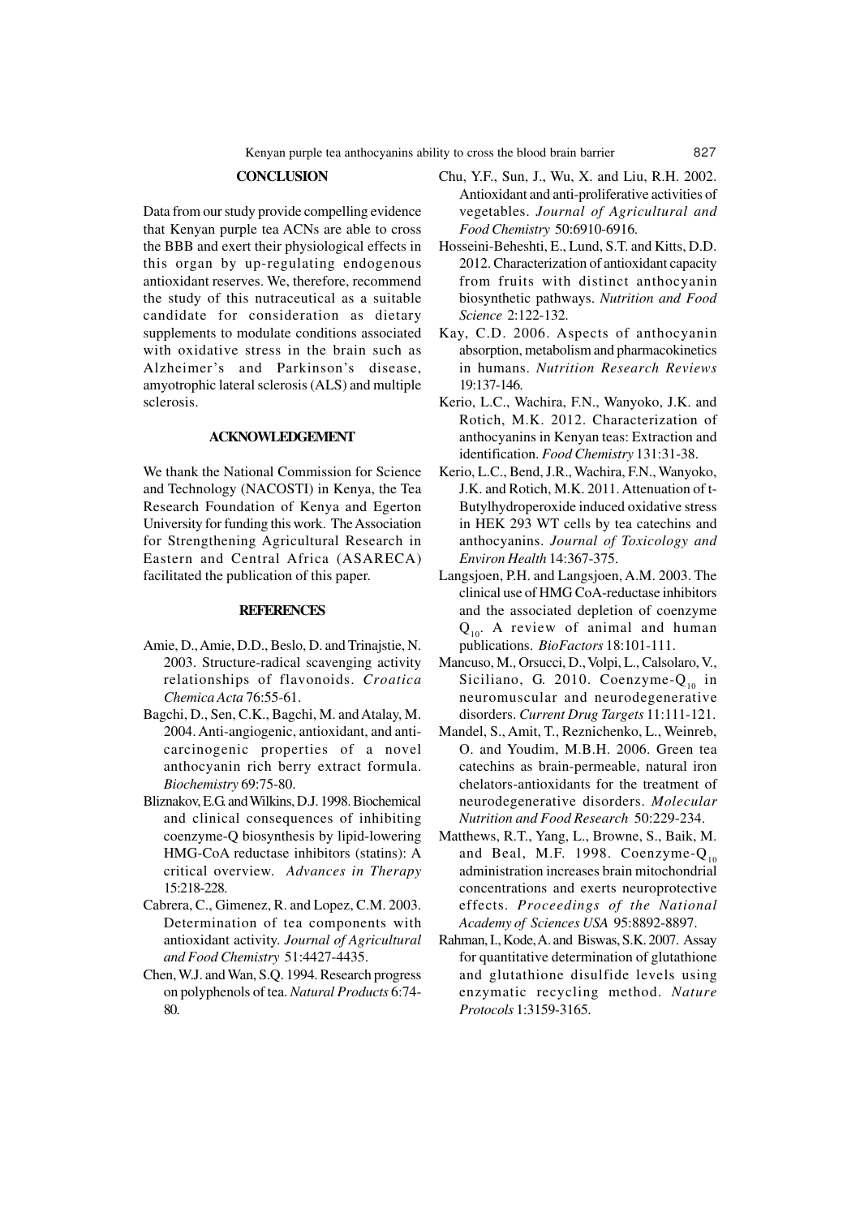## CONCLUSION

Data from our study provide compelling evidence that Kenyan purple tea ACNs are able to cross the BBB and exert their physiological effects in this organ by up-regulating endogenous antioxidant reserves. We, therefore, recommend the study of this nutraceutical as a suitable candidate for consideration as dietary supplements to modulate conditions associated with oxidative stress in the brain such as Alzheimer's and Parkinson's disease, amyotrophic lateral sclerosis (ALS) and multiple sclerosis.

## ACKNOWLEDGEMENT

We thank the National Commission for Science and Technology (NACOSTI) in Kenya, the Tea Research Foundation of Kenya and Egerton University for funding this work. The Association for Strengthening Agricultural Research in Eastern and Central Africa (ASARECA) facilitated the publication of this paper.

## REFERENCES

Amie, D., Amie, D.D., Beslo, D. and Trinajstie, N. 2003. Structure-radical scavenging activity relationships of flavonoids. *Croatica Chemica Acta* 76:55-61.

Bagchi, D., Sen, C.K., Bagchi, M. and Atalay, M. 2004. Anti-angiogenic, antioxidant, and anti-carcinogenic properties of a novel anthocyanin rich berry extract formula. *Biochemistry* 69:75-80.

Bliznakov, E.G. and Wilkins, D.J. 1998. Biochemical and clinical consequences of inhibiting coenzyme-Q biosynthesis by lipid-lowering HMG-CoA reductase inhibitors (statins): A critical overview. *Advances in Therapy* 15:218-228.

Cabrera, C., Gimenez, R. and Lopez, C.M. 2003. Determination of tea components with antioxidant activity. *Journal of Agricultural and Food Chemistry* 51:4427-4435.

Chen, W.J. and Wan, S.Q. 1994. Research progress on polyphenols of tea. *Natural Products* 6:74-80.

Chu, Y.F., Sun, J., Wu, X. and Liu, R.H. 2002. Antioxidant and anti-proliferative activities of vegetables. *Journal of Agricultural and Food Chemistry* 50:6910-6916.

Hosseini-Beheshti, E., Lund, S.T. and Kitts, D.D. 2012. Characterization of antioxidant capacity from fruits with distinct anthocyanin biosynthetic pathways. *Nutrition and Food Science* 2:122-132.

Kay, C.D. 2006. Aspects of anthocyanin absorption, metabolism and pharmacokinetics in humans. *Nutrition Research Reviews* 19:137-146.

Kerio, L.C., Wachira, F.N., Wanyoko, J.K. and Rotich, M.K. 2012. Characterization of anthocyanins in Kenyan teas: Extraction and identification. *Food Chemistry* 131:31-38.

Kerio, L.C., Bend, J.R., Wachira, F.N., Wanyoko, J.K. and Rotich, M.K. 2011. Attenuation of t-Butylhydroperoxide induced oxidative stress in HEK 293 WT cells by tea catechins and anthocyanins. *Journal of Toxicology and Environ Health* 14:367-375.

Langsjoen, P.H. and Langsjoen, A.M. 2003. The clinical use of HMG CoA-reductase inhibitors and the associated depletion of coenzyme $Q_{10}$. A review of animal and human publications. *BioFactors* 18:101-111.

Mancuso, M., Orsucci, D., Volpi, L., Calsolaro, V., Siciliano, G. 2010. Coenzyme-$Q_{10}$ in neuromuscular and neurodegenerative disorders. *Current Drug Targets* 11:111-121.

Mandel, S., Amit, T., Reznichenko, L., Weinreb, O. and Youdim, M.B.H. 2006. Green tea catechins as brain-permeable, natural iron chelators-antioxidants for the treatment of neurodegenerative disorders. *Molecular Nutrition and Food Research* 50:229-234.

Matthews, R.T., Yang, L., Browne, S., Baik, M. and Beal, M.F. 1998. Coenzyme-$Q_{10}$ administration increases brain mitochondrial concentrations and exerts neuroprotective effects. *Proceedings of the National Academy of Sciences USA* 95:8892-8897.

Rahman, I., Kode, A. and Biswas, S.K. 2007. Assay for quantitative determination of glutathione and glutathione disulfide levels using enzymatic recycling method. *Nature Protocols* 1:3159-3165.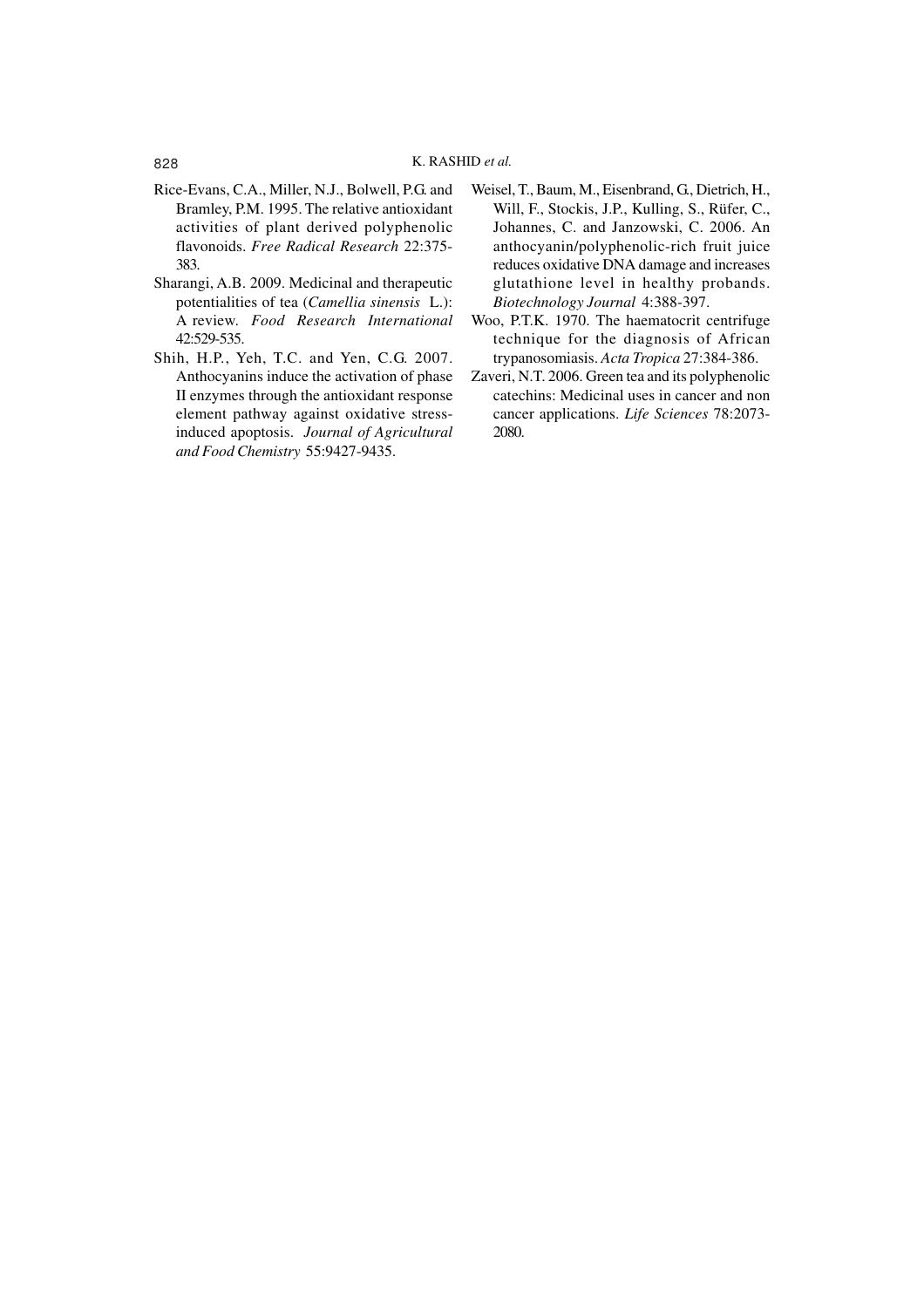Rice-Evans, C.A., Miller, N.J., Bolwell, P.G. and Bramley, P.M. 1995. The relative antioxidant activities of plant derived polyphenolic flavonoids. *Free Radical Research* 22:375-383.

Sharangi, A.B. 2009. Medicinal and therapeutic potentialities of tea (*Camellia sinensis* L.): A review. *Food Research International* 42:529-535.

Shih, H.P., Yeh, T.C. and Yen, C.G. 2007. Anthocyanins induce the activation of phase II enzymes through the antioxidant response element pathway against oxidative stress-induced apoptosis. *Journal of Agricultural and Food Chemistry* 55:9427-9435.

Weisel, T., Baum, M., Eisenbrand, G., Dietrich, H., Will, F., Stockis, J.P., Kulling, S., Rüfer, C., Johannes, C. and Janzowski, C. 2006. An anthocyanin/polyphenolic-rich fruit juice reduces oxidative DNA damage and increases glutathione level in healthy probands. *Biotechnology Journal* 4:388-397.

Woo, P.T.K. 1970. The haematocrit centrifuge technique for the diagnosis of African trypanosomiasis. *Acta Tropica* 27:384-386.

Zaveri, N.T. 2006. Green tea and its polyphenolic catechins: Medicinal uses in cancer and non cancer applications. *Life Sciences* 78:2073-2080.